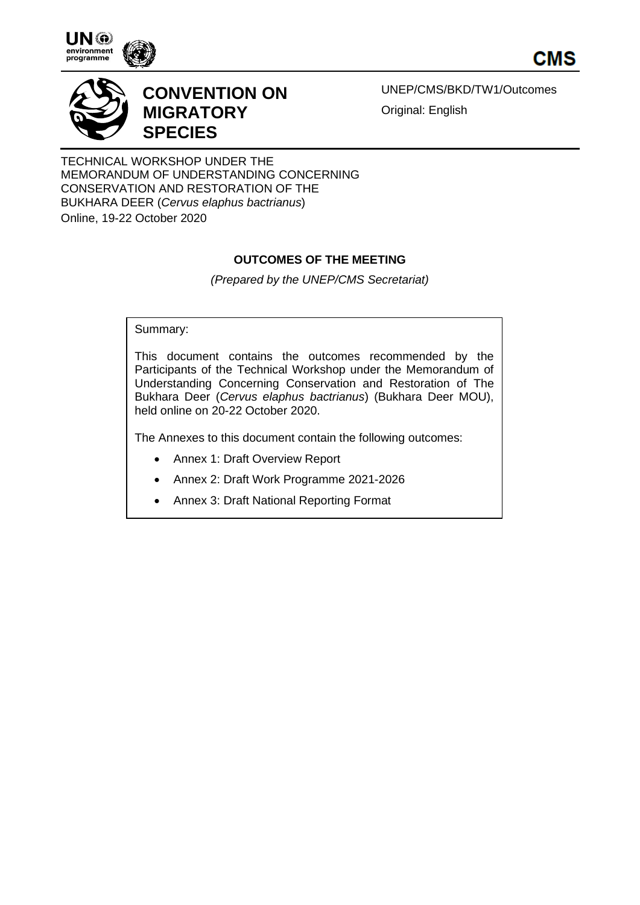CMS

# CONVENTION ON MIGRATORY SPECIES

UNEP/CMS/BKD/TW1/Outcomes

Original: English

TECHNICAL WORKSHOP UNDER THE MEMORANDUM OF UNDERSTANDING CONCERNING CONSERVATION AND RESTORATION OF THE BUKHARA DEER (*Cervus elaphus bactrianus*)
Online, 19-22 October 2020

**OUTCOMES OF THE MEETING**

*(Prepared by the UNEP/CMS Secretariat)*

Summary:

This document contains the outcomes recommended by the Participants of the Technical Workshop under the Memorandum of Understanding Concerning Conservation and Restoration of The Bukhara Deer (*Cervus elaphus bactrianus*) (Bukhara Deer MOU), held online on 20-22 October 2020.

The Annexes to this document contain the following outcomes:

- Annex 1: Draft Overview Report
- Annex 2: Draft Work Programme 2021-2026
- Annex 3: Draft National Reporting Format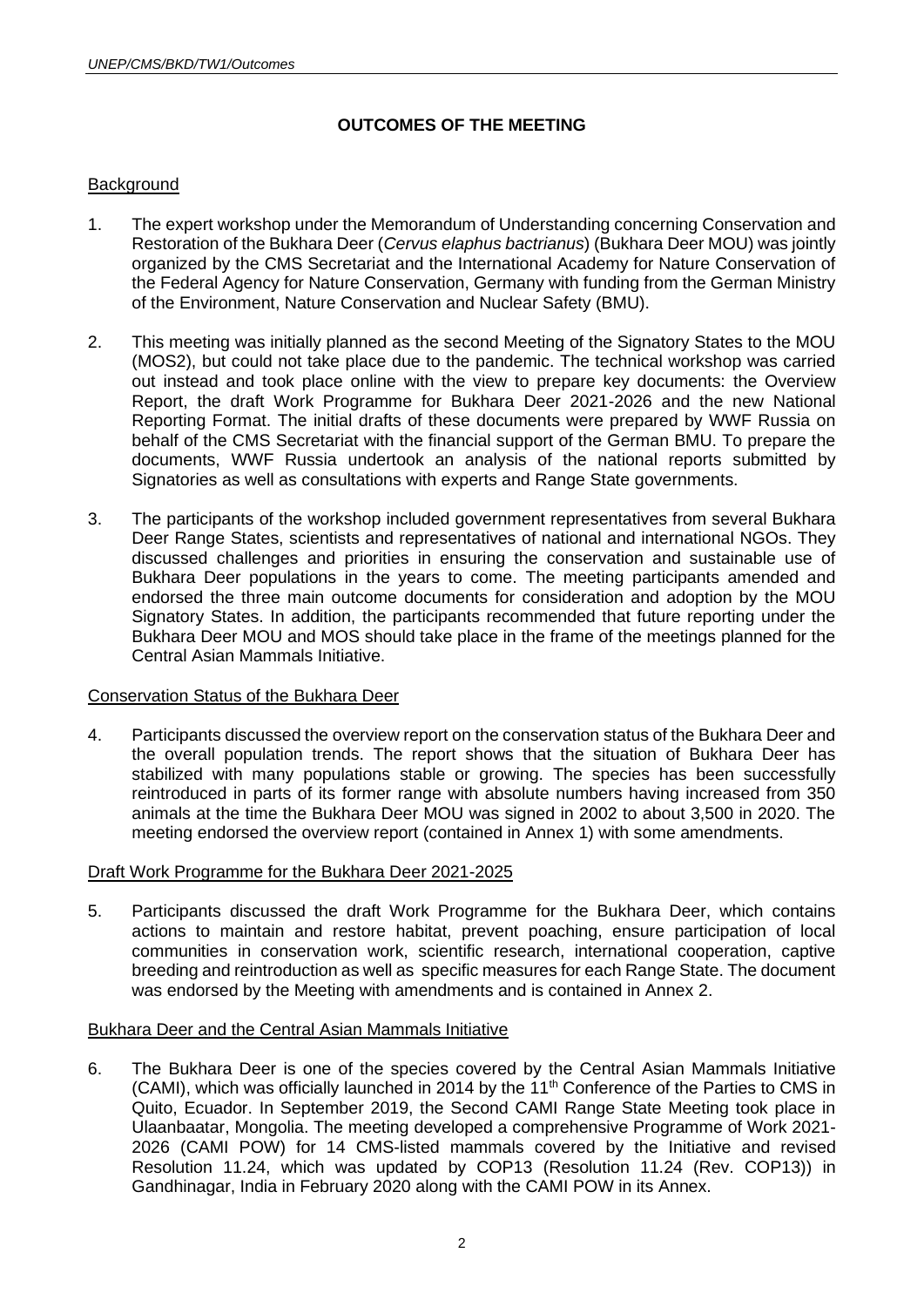# OUTCOMES OF THE MEETING

## Background

1. The expert workshop under the Memorandum of Understanding concerning Conservation and Restoration of the Bukhara Deer (*Cervus elaphus bactrianus*) (Bukhara Deer MOU) was jointly organized by the CMS Secretariat and the International Academy for Nature Conservation of the Federal Agency for Nature Conservation, Germany with funding from the German Ministry of the Environment, Nature Conservation and Nuclear Safety (BMU).

2. This meeting was initially planned as the second Meeting of the Signatory States to the MOU (MOS2), but could not take place due to the pandemic. The technical workshop was carried out instead and took place online with the view to prepare key documents: the Overview Report, the draft Work Programme for Bukhara Deer 2021-2026 and the new National Reporting Format. The initial drafts of these documents were prepared by WWF Russia on behalf of the CMS Secretariat with the financial support of the German BMU. To prepare the documents, WWF Russia undertook an analysis of the national reports submitted by Signatories as well as consultations with experts and Range State governments.

3. The participants of the workshop included government representatives from several Bukhara Deer Range States, scientists and representatives of national and international NGOs. They discussed challenges and priorities in ensuring the conservation and sustainable use of Bukhara Deer populations in the years to come. The meeting participants amended and endorsed the three main outcome documents for consideration and adoption by the MOU Signatory States. In addition, the participants recommended that future reporting under the Bukhara Deer MOU and MOS should take place in the frame of the meetings planned for the Central Asian Mammals Initiative.

## Conservation Status of the Bukhara Deer

4. Participants discussed the overview report on the conservation status of the Bukhara Deer and the overall population trends. The report shows that the situation of Bukhara Deer has stabilized with many populations stable or growing. The species has been successfully reintroduced in parts of its former range with absolute numbers having increased from 350 animals at the time the Bukhara Deer MOU was signed in 2002 to about 3,500 in 2020. The meeting endorsed the overview report (contained in Annex 1) with some amendments.

## Draft Work Programme for the Bukhara Deer 2021-2025

5. Participants discussed the draft Work Programme for the Bukhara Deer, which contains actions to maintain and restore habitat, prevent poaching, ensure participation of local communities in conservation work, scientific research, international cooperation, captive breeding and reintroduction as well as specific measures for each Range State. The document was endorsed by the Meeting with amendments and is contained in Annex 2.

## Bukhara Deer and the Central Asian Mammals Initiative

6. The Bukhara Deer is one of the species covered by the Central Asian Mammals Initiative (CAMI), which was officially launched in 2014 by the 11th Conference of the Parties to CMS in Quito, Ecuador. In September 2019, the Second CAMI Range State Meeting took place in Ulaanbaatar, Mongolia. The meeting developed a comprehensive Programme of Work 2021-2026 (CAMI POW) for 14 CMS-listed mammals covered by the Initiative and revised Resolution 11.24, which was updated by COP13 (Resolution 11.24 (Rev. COP13)) in Gandhinagar, India in February 2020 along with the CAMI POW in its Annex.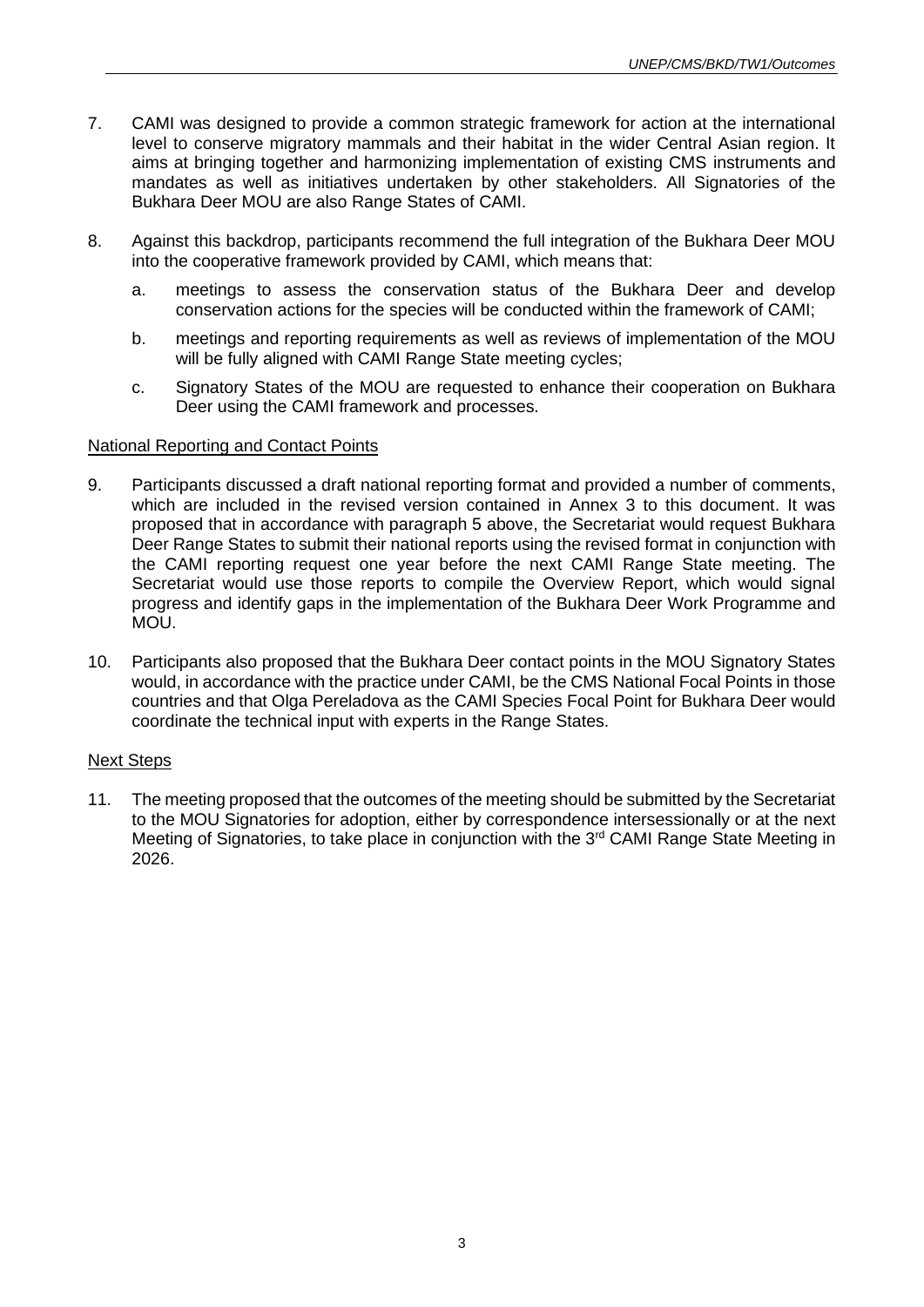7. CAMI was designed to provide a common strategic framework for action at the international level to conserve migratory mammals and their habitat in the wider Central Asian region. It aims at bringing together and harmonizing implementation of existing CMS instruments and mandates as well as initiatives undertaken by other stakeholders. All Signatories of the Bukhara Deer MOU are also Range States of CAMI.

8. Against this backdrop, participants recommend the full integration of the Bukhara Deer MOU into the cooperative framework provided by CAMI, which means that:

   a. meetings to assess the conservation status of the Bukhara Deer and develop conservation actions for the species will be conducted within the framework of CAMI;

   b. meetings and reporting requirements as well as reviews of implementation of the MOU will be fully aligned with CAMI Range State meeting cycles;

   c. Signatory States of the MOU are requested to enhance their cooperation on Bukhara Deer using the CAMI framework and processes.

<u>National Reporting and Contact Points</u>

9. Participants discussed a draft national reporting format and provided a number of comments, which are included in the revised version contained in Annex 3 to this document. It was proposed that in accordance with paragraph 5 above, the Secretariat would request Bukhara Deer Range States to submit their national reports using the revised format in conjunction with the CAMI reporting request one year before the next CAMI Range State meeting. The Secretariat would use those reports to compile the Overview Report, which would signal progress and identify gaps in the implementation of the Bukhara Deer Work Programme and MOU.

10. Participants also proposed that the Bukhara Deer contact points in the MOU Signatory States would, in accordance with the practice under CAMI, be the CMS National Focal Points in those countries and that Olga Pereladova as the CAMI Species Focal Point for Bukhara Deer would coordinate the technical input with experts in the Range States.

<u>Next Steps</u>

11. The meeting proposed that the outcomes of the meeting should be submitted by the Secretariat to the MOU Signatories for adoption, either by correspondence intersessionally or at the next Meeting of Signatories, to take place in conjunction with the 3rd CAMI Range State Meeting in 2026.